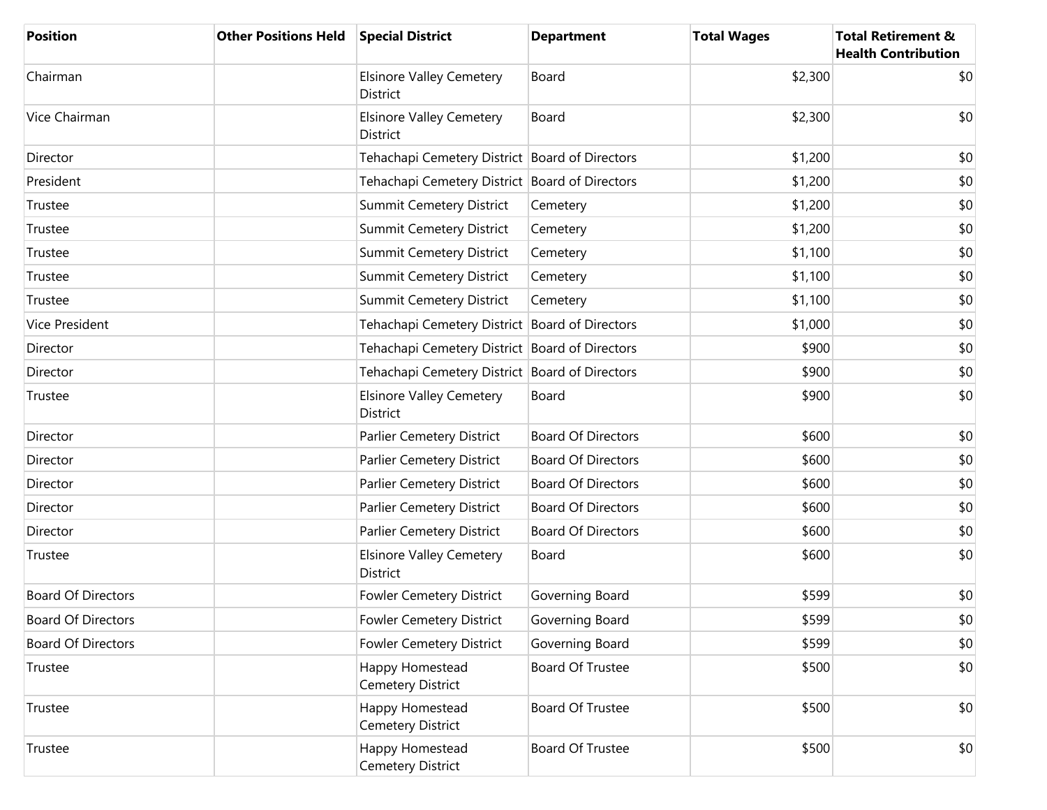| Position | Other Positions Held | Special District | Department | Total Wages | Total Retirement & Health Contribution |
|---|---|---|---|---|---|
| Chairman | | Elsinore Valley Cemetery District | Board | $2,300 | $0 |
| Vice Chairman | | Elsinore Valley Cemetery District | Board | $2,300 | $0 |
| Director | | Tehachapi Cemetery District | Board of Directors | $1,200 | $0 |
| President | | Tehachapi Cemetery District | Board of Directors | $1,200 | $0 |
| Trustee | | Summit Cemetery District | Cemetery | $1,200 | $0 |
| Trustee | | Summit Cemetery District | Cemetery | $1,200 | $0 |
| Trustee | | Summit Cemetery District | Cemetery | $1,100 | $0 |
| Trustee | | Summit Cemetery District | Cemetery | $1,100 | $0 |
| Trustee | | Summit Cemetery District | Cemetery | $1,100 | $0 |
| Vice President | | Tehachapi Cemetery District | Board of Directors | $1,000 | $0 |
| Director | | Tehachapi Cemetery District | Board of Directors | $900 | $0 |
| Director | | Tehachapi Cemetery District | Board of Directors | $900 | $0 |
| Trustee | | Elsinore Valley Cemetery District | Board | $900 | $0 |
| Director | | Parlier Cemetery District | Board Of Directors | $600 | $0 |
| Director | | Parlier Cemetery District | Board Of Directors | $600 | $0 |
| Director | | Parlier Cemetery District | Board Of Directors | $600 | $0 |
| Director | | Parlier Cemetery District | Board Of Directors | $600 | $0 |
| Director | | Parlier Cemetery District | Board Of Directors | $600 | $0 |
| Trustee | | Elsinore Valley Cemetery District | Board | $600 | $0 |
| Board Of Directors | | Fowler Cemetery District | Governing Board | $599 | $0 |
| Board Of Directors | | Fowler Cemetery District | Governing Board | $599 | $0 |
| Board Of Directors | | Fowler Cemetery District | Governing Board | $599 | $0 |
| Trustee | | Happy Homestead Cemetery District | Board Of Trustee | $500 | $0 |
| Trustee | | Happy Homestead Cemetery District | Board Of Trustee | $500 | $0 |
| Trustee | | Happy Homestead Cemetery District | Board Of Trustee | $500 | $0 |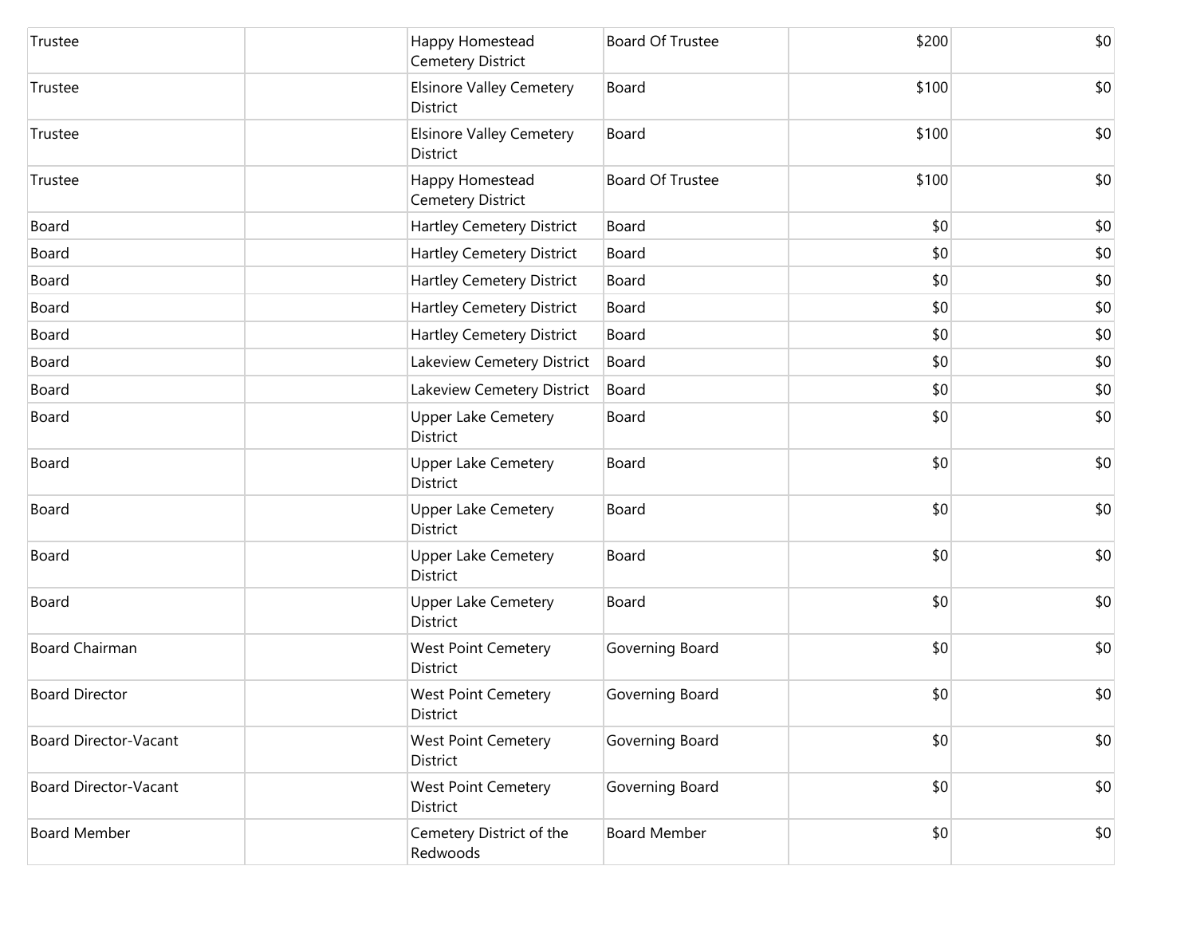| | | | | | |
|---|---|---|---|---|---|
| Trustee | | Happy Homestead Cemetery District | Board Of Trustee | $200 | $0 |
| Trustee | | Elsinore Valley Cemetery District | Board | $100 | $0 |
| Trustee | | Elsinore Valley Cemetery District | Board | $100 | $0 |
| Trustee | | Happy Homestead Cemetery District | Board Of Trustee | $100 | $0 |
| Board | | Hartley Cemetery District | Board | $0 | $0 |
| Board | | Hartley Cemetery District | Board | $0 | $0 |
| Board | | Hartley Cemetery District | Board | $0 | $0 |
| Board | | Hartley Cemetery District | Board | $0 | $0 |
| Board | | Hartley Cemetery District | Board | $0 | $0 |
| Board | | Lakeview Cemetery District | Board | $0 | $0 |
| Board | | Lakeview Cemetery District | Board | $0 | $0 |
| Board | | Upper Lake Cemetery District | Board | $0 | $0 |
| Board | | Upper Lake Cemetery District | Board | $0 | $0 |
| Board | | Upper Lake Cemetery District | Board | $0 | $0 |
| Board | | Upper Lake Cemetery District | Board | $0 | $0 |
| Board | | Upper Lake Cemetery District | Board | $0 | $0 |
| Board Chairman | | West Point Cemetery District | Governing Board | $0 | $0 |
| Board Director | | West Point Cemetery District | Governing Board | $0 | $0 |
| Board Director-Vacant | | West Point Cemetery District | Governing Board | $0 | $0 |
| Board Director-Vacant | | West Point Cemetery District | Governing Board | $0 | $0 |
| Board Member | | Cemetery District of the Redwoods | Board Member | $0 | $0 |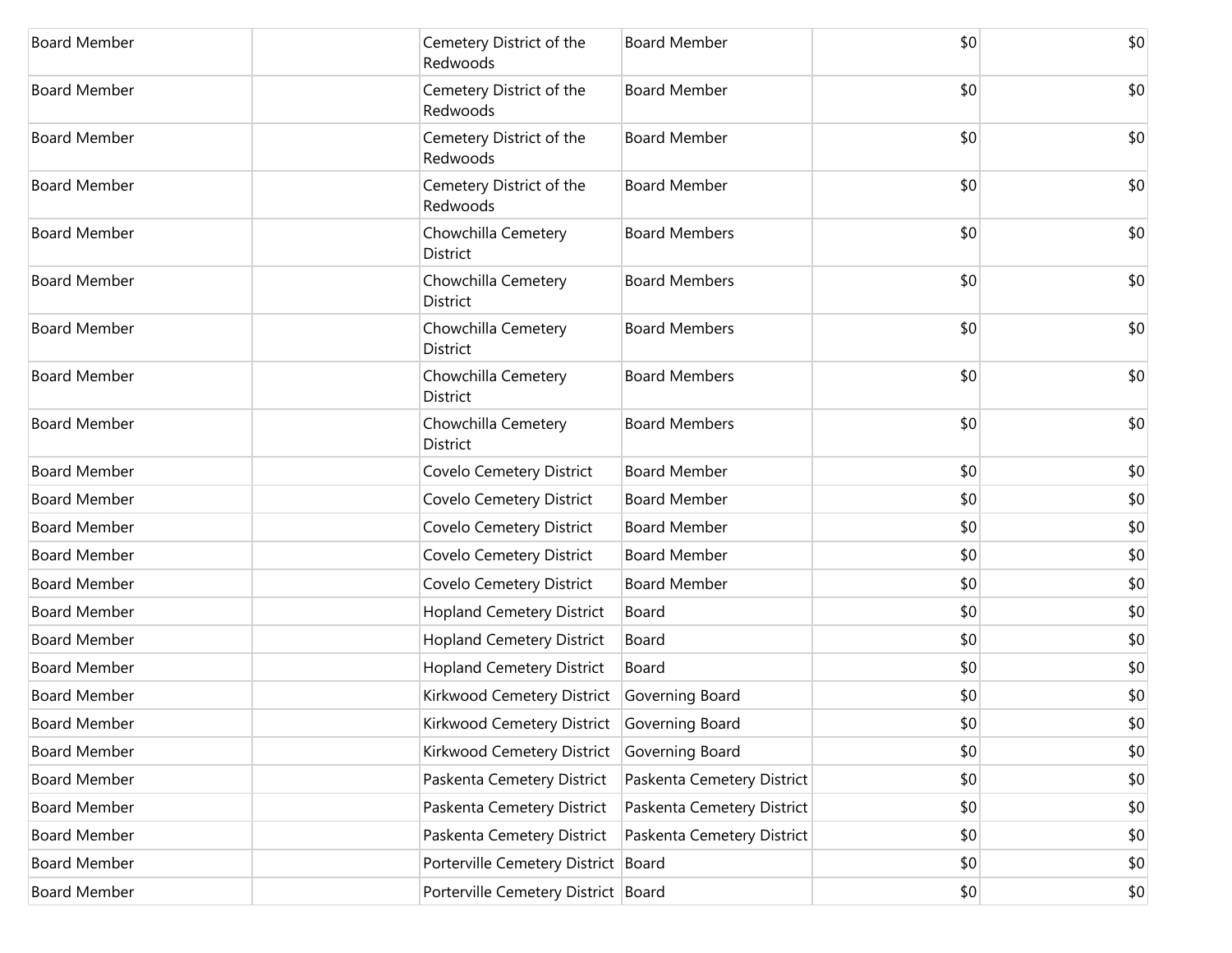| | | | | | |
|---|---|---|---|---|---|
| Board Member | | Cemetery District of the Redwoods | Board Member | $0 | $0 |
| Board Member | | Cemetery District of the Redwoods | Board Member | $0 | $0 |
| Board Member | | Cemetery District of the Redwoods | Board Member | $0 | $0 |
| Board Member | | Cemetery District of the Redwoods | Board Member | $0 | $0 |
| Board Member | | Chowchilla Cemetery District | Board Members | $0 | $0 |
| Board Member | | Chowchilla Cemetery District | Board Members | $0 | $0 |
| Board Member | | Chowchilla Cemetery District | Board Members | $0 | $0 |
| Board Member | | Chowchilla Cemetery District | Board Members | $0 | $0 |
| Board Member | | Chowchilla Cemetery District | Board Members | $0 | $0 |
| Board Member | | Covelo Cemetery District | Board Member | $0 | $0 |
| Board Member | | Covelo Cemetery District | Board Member | $0 | $0 |
| Board Member | | Covelo Cemetery District | Board Member | $0 | $0 |
| Board Member | | Covelo Cemetery District | Board Member | $0 | $0 |
| Board Member | | Covelo Cemetery District | Board Member | $0 | $0 |
| Board Member | | Hopland Cemetery District | Board | $0 | $0 |
| Board Member | | Hopland Cemetery District | Board | $0 | $0 |
| Board Member | | Hopland Cemetery District | Board | $0 | $0 |
| Board Member | | Kirkwood Cemetery District | Governing Board | $0 | $0 |
| Board Member | | Kirkwood Cemetery District | Governing Board | $0 | $0 |
| Board Member | | Kirkwood Cemetery District | Governing Board | $0 | $0 |
| Board Member | | Paskenta Cemetery District | Paskenta Cemetery District | $0 | $0 |
| Board Member | | Paskenta Cemetery District | Paskenta Cemetery District | $0 | $0 |
| Board Member | | Paskenta Cemetery District | Paskenta Cemetery District | $0 | $0 |
| Board Member | | Porterville Cemetery District | Board | $0 | $0 |
| Board Member | | Porterville Cemetery District | Board | $0 | $0 |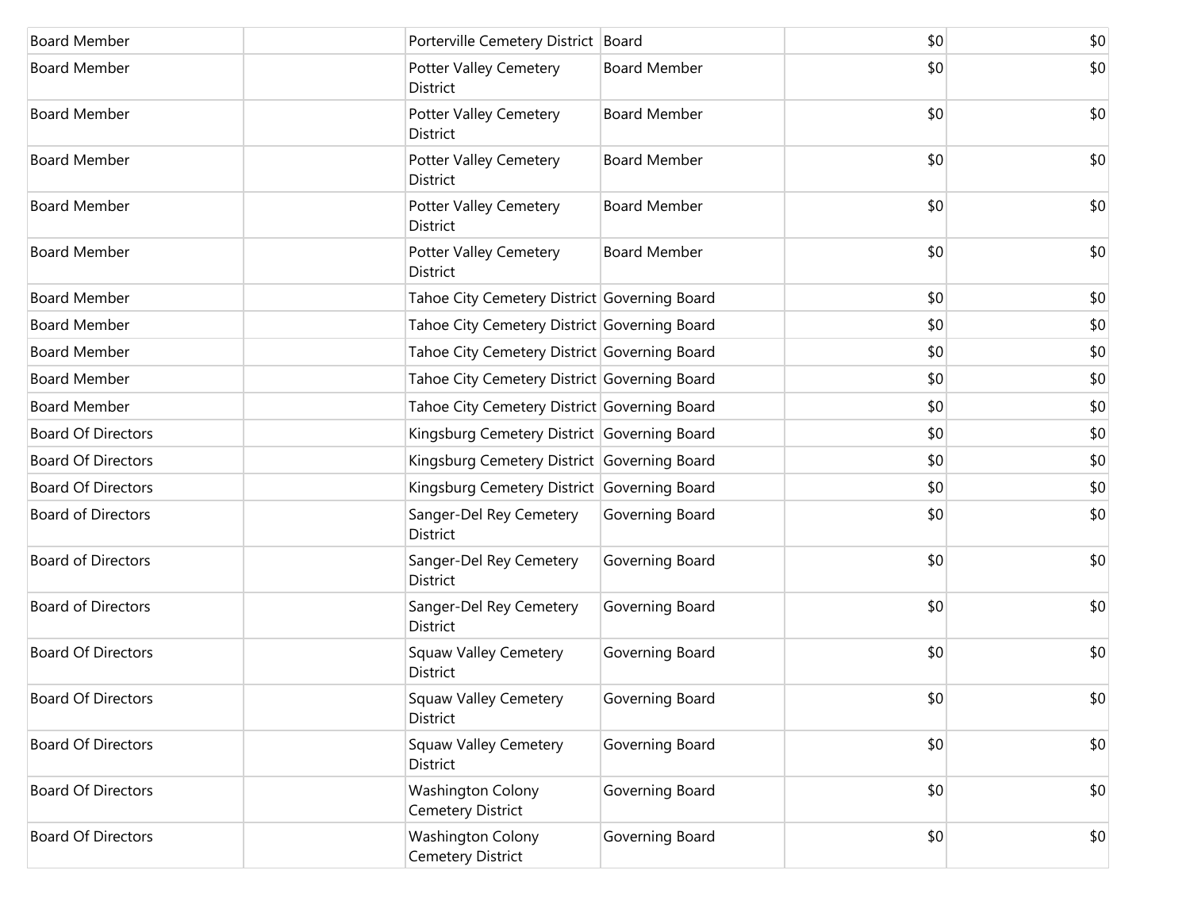| | | | | | |
|---|---|---|---|---|---|
| Board Member | | Porterville Cemetery District | Board | $0 | $0 |
| Board Member | | Potter Valley Cemetery District | Board Member | $0 | $0 |
| Board Member | | Potter Valley Cemetery District | Board Member | $0 | $0 |
| Board Member | | Potter Valley Cemetery District | Board Member | $0 | $0 |
| Board Member | | Potter Valley Cemetery District | Board Member | $0 | $0 |
| Board Member | | Potter Valley Cemetery District | Board Member | $0 | $0 |
| Board Member | | Tahoe City Cemetery District | Governing Board | $0 | $0 |
| Board Member | | Tahoe City Cemetery District | Governing Board | $0 | $0 |
| Board Member | | Tahoe City Cemetery District | Governing Board | $0 | $0 |
| Board Member | | Tahoe City Cemetery District | Governing Board | $0 | $0 |
| Board Member | | Tahoe City Cemetery District | Governing Board | $0 | $0 |
| Board Of Directors | | Kingsburg Cemetery District | Governing Board | $0 | $0 |
| Board Of Directors | | Kingsburg Cemetery District | Governing Board | $0 | $0 |
| Board Of Directors | | Kingsburg Cemetery District | Governing Board | $0 | $0 |
| Board of Directors | | Sanger-Del Rey Cemetery District | Governing Board | $0 | $0 |
| Board of Directors | | Sanger-Del Rey Cemetery District | Governing Board | $0 | $0 |
| Board of Directors | | Sanger-Del Rey Cemetery District | Governing Board | $0 | $0 |
| Board Of Directors | | Squaw Valley Cemetery District | Governing Board | $0 | $0 |
| Board Of Directors | | Squaw Valley Cemetery District | Governing Board | $0 | $0 |
| Board Of Directors | | Squaw Valley Cemetery District | Governing Board | $0 | $0 |
| Board Of Directors | | Washington Colony Cemetery District | Governing Board | $0 | $0 |
| Board Of Directors | | Washington Colony Cemetery District | Governing Board | $0 | $0 |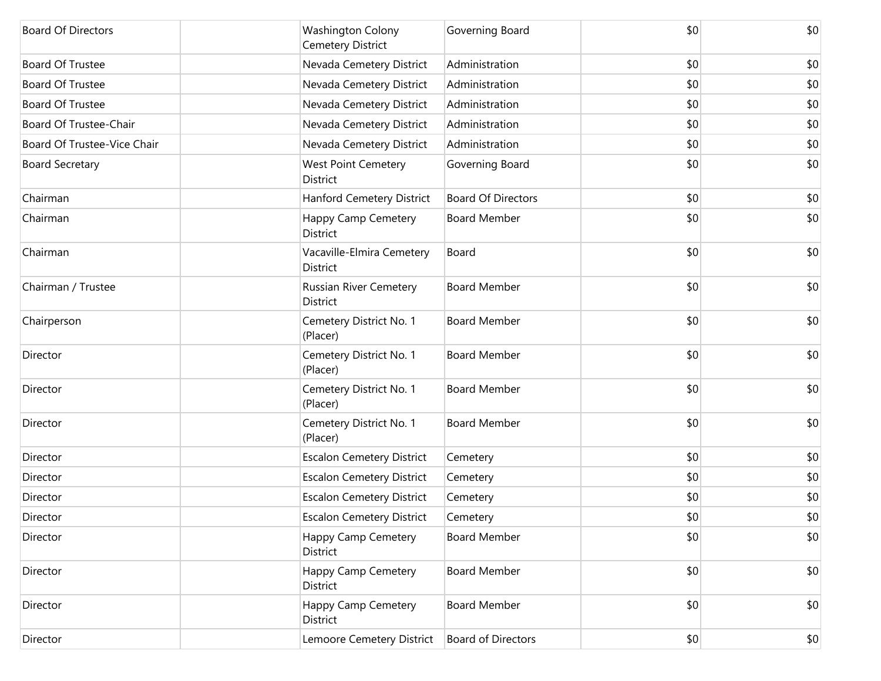| | | | | | |
|---|---|---|---|---|---|
| Board Of Directors | | Washington Colony Cemetery District | Governing Board | $0 | $0 |
| Board Of Trustee | | Nevada Cemetery District | Administration | $0 | $0 |
| Board Of Trustee | | Nevada Cemetery District | Administration | $0 | $0 |
| Board Of Trustee | | Nevada Cemetery District | Administration | $0 | $0 |
| Board Of Trustee-Chair | | Nevada Cemetery District | Administration | $0 | $0 |
| Board Of Trustee-Vice Chair | | Nevada Cemetery District | Administration | $0 | $0 |
| Board Secretary | | West Point Cemetery District | Governing Board | $0 | $0 |
| Chairman | | Hanford Cemetery District | Board Of Directors | $0 | $0 |
| Chairman | | Happy Camp Cemetery District | Board Member | $0 | $0 |
| Chairman | | Vacaville-Elmira Cemetery District | Board | $0 | $0 |
| Chairman / Trustee | | Russian River Cemetery District | Board Member | $0 | $0 |
| Chairperson | | Cemetery District No. 1 (Placer) | Board Member | $0 | $0 |
| Director | | Cemetery District No. 1 (Placer) | Board Member | $0 | $0 |
| Director | | Cemetery District No. 1 (Placer) | Board Member | $0 | $0 |
| Director | | Cemetery District No. 1 (Placer) | Board Member | $0 | $0 |
| Director | | Escalon Cemetery District | Cemetery | $0 | $0 |
| Director | | Escalon Cemetery District | Cemetery | $0 | $0 |
| Director | | Escalon Cemetery District | Cemetery | $0 | $0 |
| Director | | Escalon Cemetery District | Cemetery | $0 | $0 |
| Director | | Happy Camp Cemetery District | Board Member | $0 | $0 |
| Director | | Happy Camp Cemetery District | Board Member | $0 | $0 |
| Director | | Happy Camp Cemetery District | Board Member | $0 | $0 |
| Director | | Lemoore Cemetery District | Board of Directors | $0 | $0 |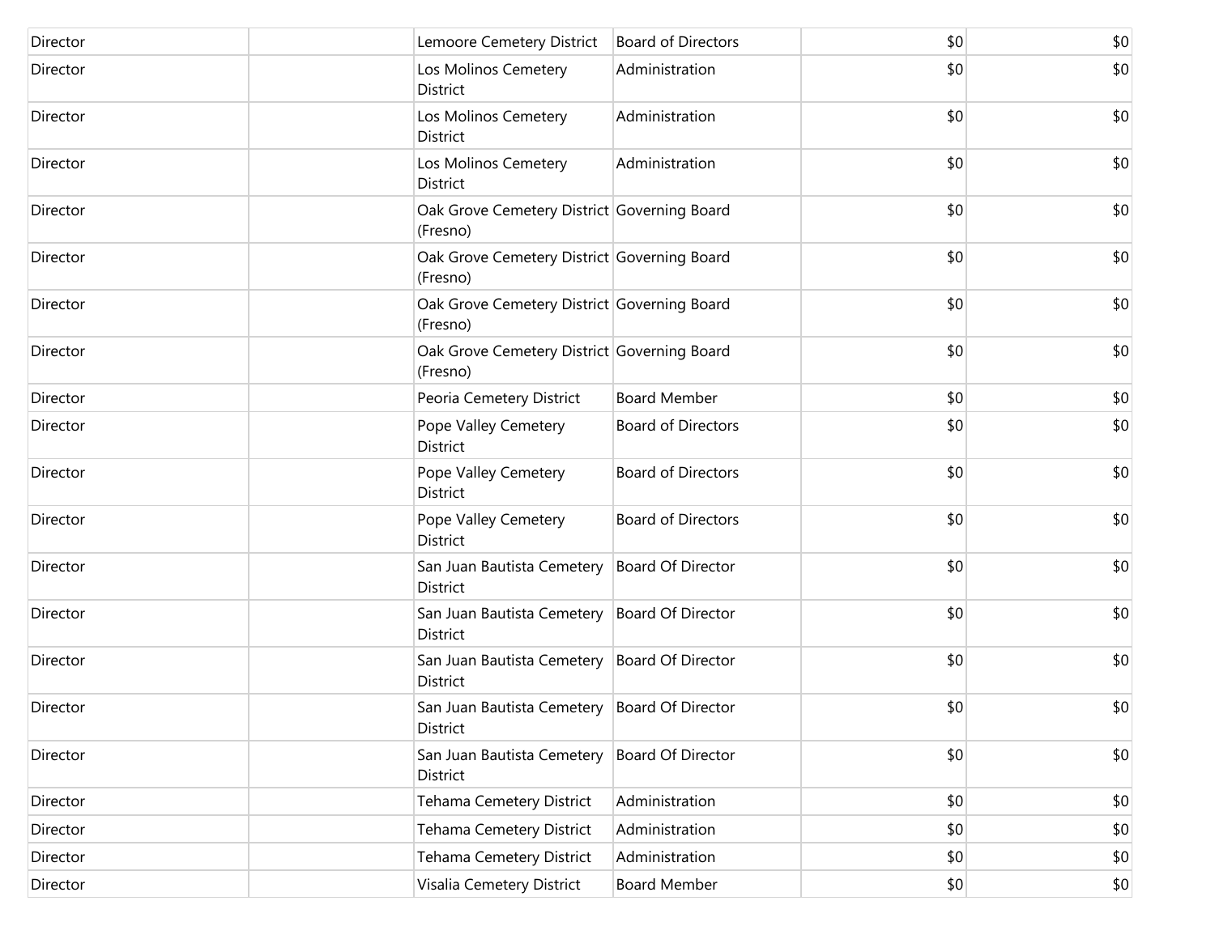| Director | | Lemoore Cemetery District | Board of Directors | $0 | $0 |
|---|---|---|---|---|---|
| Director | | Los Molinos Cemetery District | Administration | $0 | $0 |
| Director | | Los Molinos Cemetery District | Administration | $0 | $0 |
| Director | | Los Molinos Cemetery District | Administration | $0 | $0 |
| Director | | Oak Grove Cemetery District (Fresno) | Governing Board | $0 | $0 |
| Director | | Oak Grove Cemetery District (Fresno) | Governing Board | $0 | $0 |
| Director | | Oak Grove Cemetery District (Fresno) | Governing Board | $0 | $0 |
| Director | | Oak Grove Cemetery District (Fresno) | Governing Board | $0 | $0 |
| Director | | Peoria Cemetery District | Board Member | $0 | $0 |
| Director | | Pope Valley Cemetery District | Board of Directors | $0 | $0 |
| Director | | Pope Valley Cemetery District | Board of Directors | $0 | $0 |
| Director | | Pope Valley Cemetery District | Board of Directors | $0 | $0 |
| Director | | San Juan Bautista Cemetery District | Board Of Director | $0 | $0 |
| Director | | San Juan Bautista Cemetery District | Board Of Director | $0 | $0 |
| Director | | San Juan Bautista Cemetery District | Board Of Director | $0 | $0 |
| Director | | San Juan Bautista Cemetery District | Board Of Director | $0 | $0 |
| Director | | San Juan Bautista Cemetery District | Board Of Director | $0 | $0 |
| Director | | Tehama Cemetery District | Administration | $0 | $0 |
| Director | | Tehama Cemetery District | Administration | $0 | $0 |
| Director | | Tehama Cemetery District | Administration | $0 | $0 |
| Director | | Visalia Cemetery District | Board Member | $0 | $0 |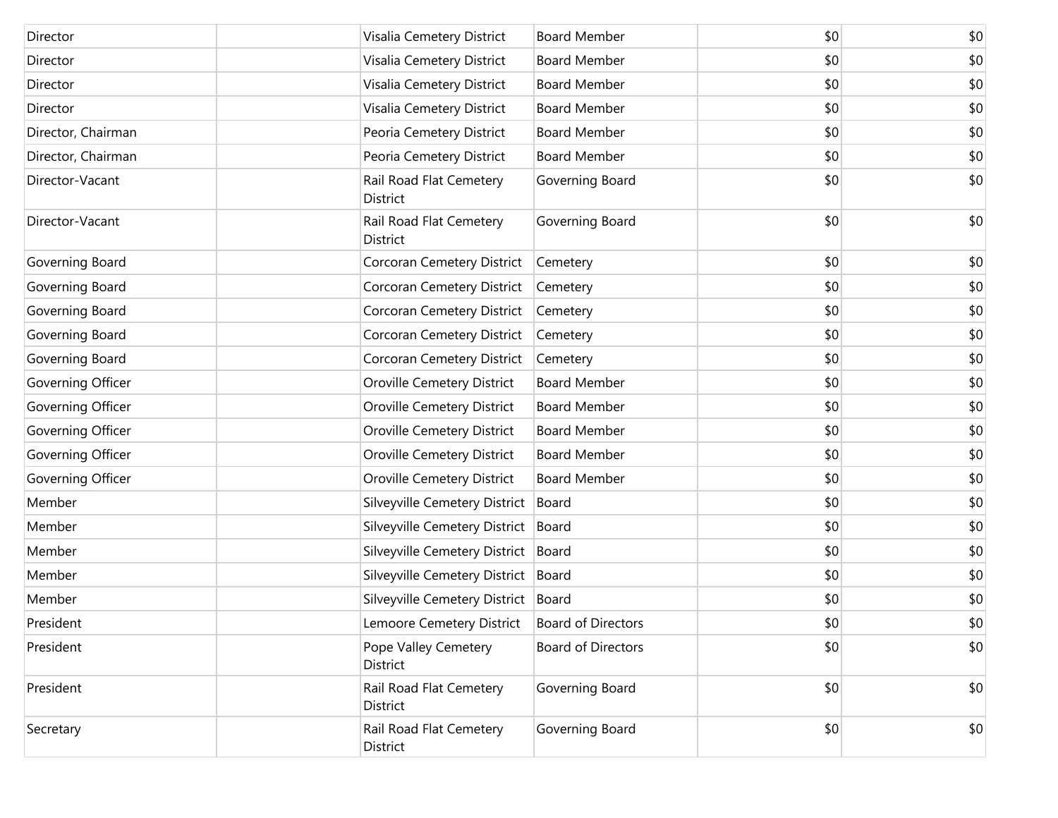| | | | | | |
|---|---|---|---|---|---|
| Director | | Visalia Cemetery District | Board Member | $0 | $0 |
| Director | | Visalia Cemetery District | Board Member | $0 | $0 |
| Director | | Visalia Cemetery District | Board Member | $0 | $0 |
| Director | | Visalia Cemetery District | Board Member | $0 | $0 |
| Director, Chairman | | Peoria Cemetery District | Board Member | $0 | $0 |
| Director, Chairman | | Peoria Cemetery District | Board Member | $0 | $0 |
| Director-Vacant | | Rail Road Flat Cemetery District | Governing Board | $0 | $0 |
| Director-Vacant | | Rail Road Flat Cemetery District | Governing Board | $0 | $0 |
| Governing Board | | Corcoran Cemetery District | Cemetery | $0 | $0 |
| Governing Board | | Corcoran Cemetery District | Cemetery | $0 | $0 |
| Governing Board | | Corcoran Cemetery District | Cemetery | $0 | $0 |
| Governing Board | | Corcoran Cemetery District | Cemetery | $0 | $0 |
| Governing Board | | Corcoran Cemetery District | Cemetery | $0 | $0 |
| Governing Officer | | Oroville Cemetery District | Board Member | $0 | $0 |
| Governing Officer | | Oroville Cemetery District | Board Member | $0 | $0 |
| Governing Officer | | Oroville Cemetery District | Board Member | $0 | $0 |
| Governing Officer | | Oroville Cemetery District | Board Member | $0 | $0 |
| Governing Officer | | Oroville Cemetery District | Board Member | $0 | $0 |
| Member | | Silveyville Cemetery District | Board | $0 | $0 |
| Member | | Silveyville Cemetery District | Board | $0 | $0 |
| Member | | Silveyville Cemetery District | Board | $0 | $0 |
| Member | | Silveyville Cemetery District | Board | $0 | $0 |
| Member | | Silveyville Cemetery District | Board | $0 | $0 |
| President | | Lemoore Cemetery District | Board of Directors | $0 | $0 |
| President | | Pope Valley Cemetery District | Board of Directors | $0 | $0 |
| President | | Rail Road Flat Cemetery District | Governing Board | $0 | $0 |
| Secretary | | Rail Road Flat Cemetery District | Governing Board | $0 | $0 |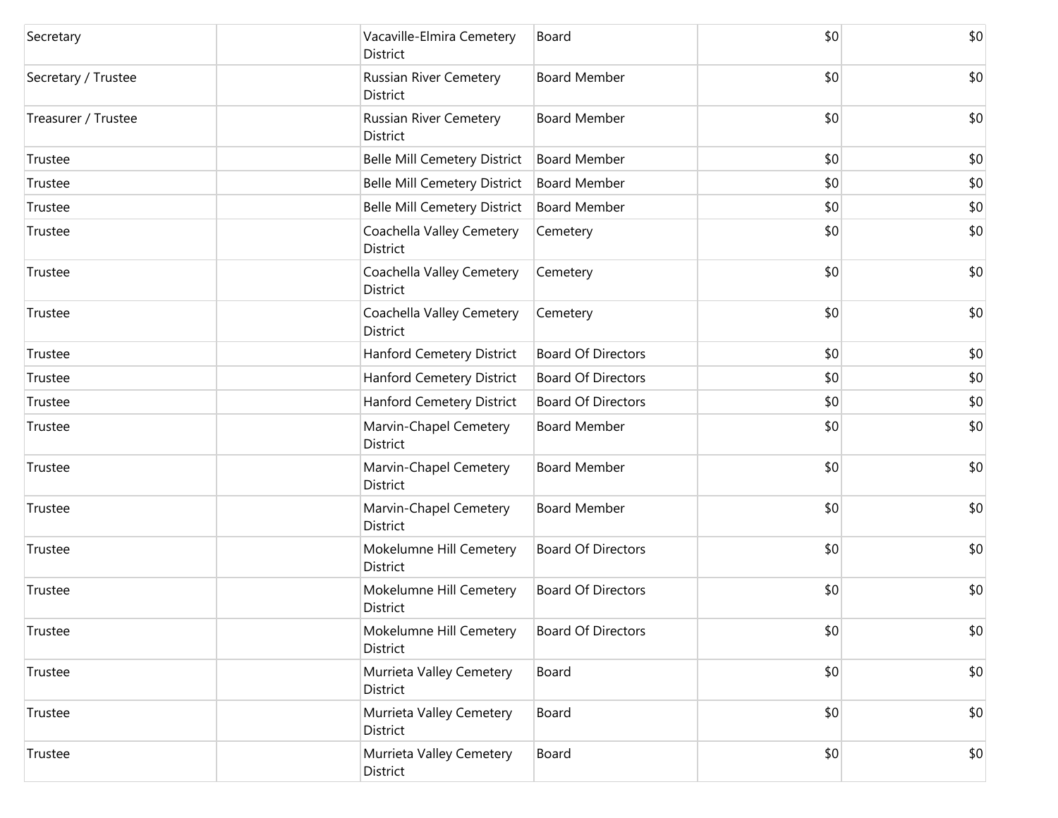| | | | | | |
|---|---|---|---|---|---|
| Secretary | | Vacaville-Elmira Cemetery District | Board | $0 | $0 |
| Secretary / Trustee | | Russian River Cemetery District | Board Member | $0 | $0 |
| Treasurer / Trustee | | Russian River Cemetery District | Board Member | $0 | $0 |
| Trustee | | Belle Mill Cemetery District | Board Member | $0 | $0 |
| Trustee | | Belle Mill Cemetery District | Board Member | $0 | $0 |
| Trustee | | Belle Mill Cemetery District | Board Member | $0 | $0 |
| Trustee | | Coachella Valley Cemetery District | Cemetery | $0 | $0 |
| Trustee | | Coachella Valley Cemetery District | Cemetery | $0 | $0 |
| Trustee | | Coachella Valley Cemetery District | Cemetery | $0 | $0 |
| Trustee | | Hanford Cemetery District | Board Of Directors | $0 | $0 |
| Trustee | | Hanford Cemetery District | Board Of Directors | $0 | $0 |
| Trustee | | Hanford Cemetery District | Board Of Directors | $0 | $0 |
| Trustee | | Marvin-Chapel Cemetery District | Board Member | $0 | $0 |
| Trustee | | Marvin-Chapel Cemetery District | Board Member | $0 | $0 |
| Trustee | | Marvin-Chapel Cemetery District | Board Member | $0 | $0 |
| Trustee | | Mokelumne Hill Cemetery District | Board Of Directors | $0 | $0 |
| Trustee | | Mokelumne Hill Cemetery District | Board Of Directors | $0 | $0 |
| Trustee | | Mokelumne Hill Cemetery District | Board Of Directors | $0 | $0 |
| Trustee | | Murrieta Valley Cemetery District | Board | $0 | $0 |
| Trustee | | Murrieta Valley Cemetery District | Board | $0 | $0 |
| Trustee | | Murrieta Valley Cemetery District | Board | $0 | $0 |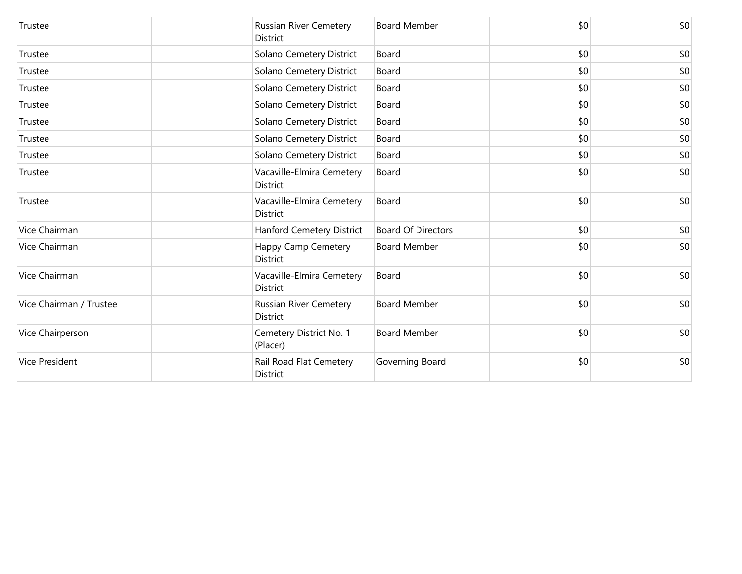| | | | | | |
|---|---|---|---|---|---|
| Trustee | | Russian River Cemetery District | Board Member | $0 | $0 |
| Trustee | | Solano Cemetery District | Board | $0 | $0 |
| Trustee | | Solano Cemetery District | Board | $0 | $0 |
| Trustee | | Solano Cemetery District | Board | $0 | $0 |
| Trustee | | Solano Cemetery District | Board | $0 | $0 |
| Trustee | | Solano Cemetery District | Board | $0 | $0 |
| Trustee | | Solano Cemetery District | Board | $0 | $0 |
| Trustee | | Solano Cemetery District | Board | $0 | $0 |
| Trustee | | Vacaville-Elmira Cemetery District | Board | $0 | $0 |
| Trustee | | Vacaville-Elmira Cemetery District | Board | $0 | $0 |
| Vice Chairman | | Hanford Cemetery District | Board Of Directors | $0 | $0 |
| Vice Chairman | | Happy Camp Cemetery District | Board Member | $0 | $0 |
| Vice Chairman | | Vacaville-Elmira Cemetery District | Board | $0 | $0 |
| Vice Chairman / Trustee | | Russian River Cemetery District | Board Member | $0 | $0 |
| Vice Chairperson | | Cemetery District No. 1 (Placer) | Board Member | $0 | $0 |
| Vice President | | Rail Road Flat Cemetery District | Governing Board | $0 | $0 |